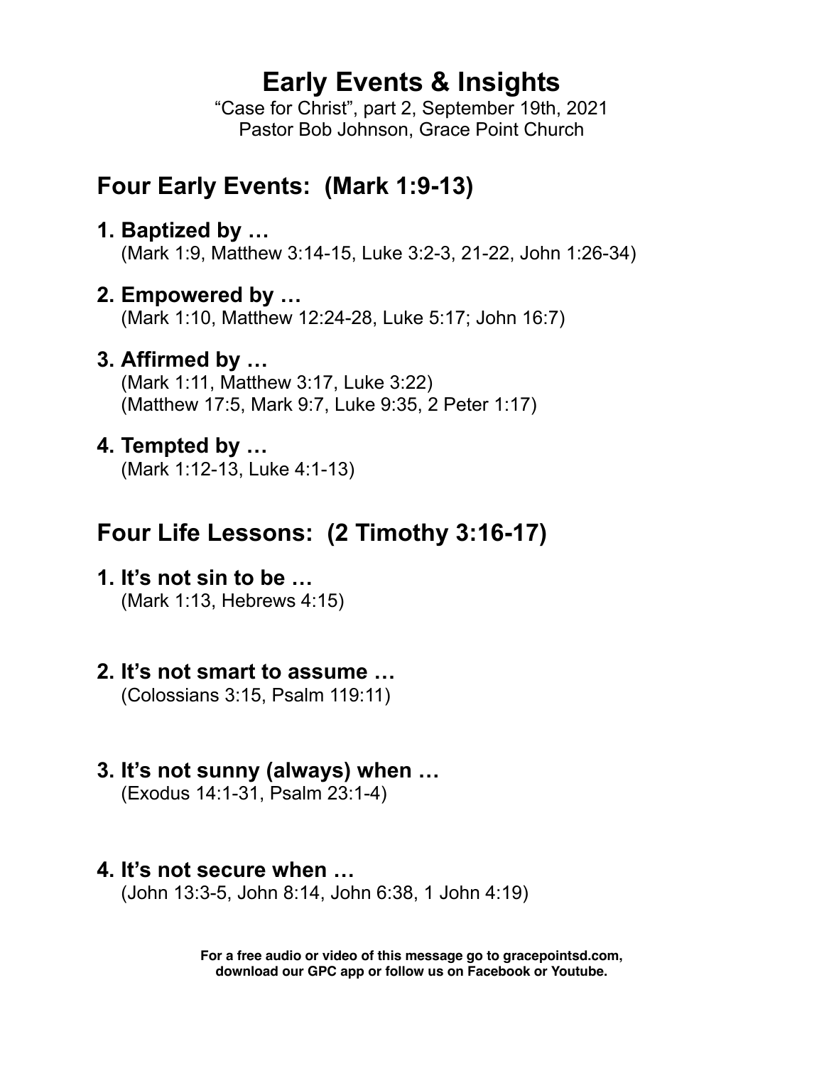# Early Events & Insights

"Case for Christ", part 2, September 19th, 2021
Pastor Bob Johnson, Grace Point Church

## Four Early Events: (Mark 1:9-13)

**1. Baptized by …**
(Mark 1:9, Matthew 3:14-15, Luke 3:2-3, 21-22, John 1:26-34)

**2. Empowered by …**
(Mark 1:10, Matthew 12:24-28, Luke 5:17; John 16:7)

**3. Affirmed by …**
(Mark 1:11, Matthew 3:17, Luke 3:22)
(Matthew 17:5, Mark 9:7, Luke 9:35, 2 Peter 1:17)

**4. Tempted by …**
(Mark 1:12-13, Luke 4:1-13)

## Four Life Lessons: (2 Timothy 3:16-17)

**1. It's not sin to be …**
(Mark 1:13, Hebrews 4:15)

**2. It's not smart to assume …**
(Colossians 3:15, Psalm 119:11)

**3. It's not sunny (always) when …**
(Exodus 14:1-31, Psalm 23:1-4)

**4. It's not secure when …**
(John 13:3-5, John 8:14, John 6:38, 1 John 4:19)

**For a free audio or video of this message go to gracepointsd.com, download our GPC app or follow us on Facebook or Youtube.**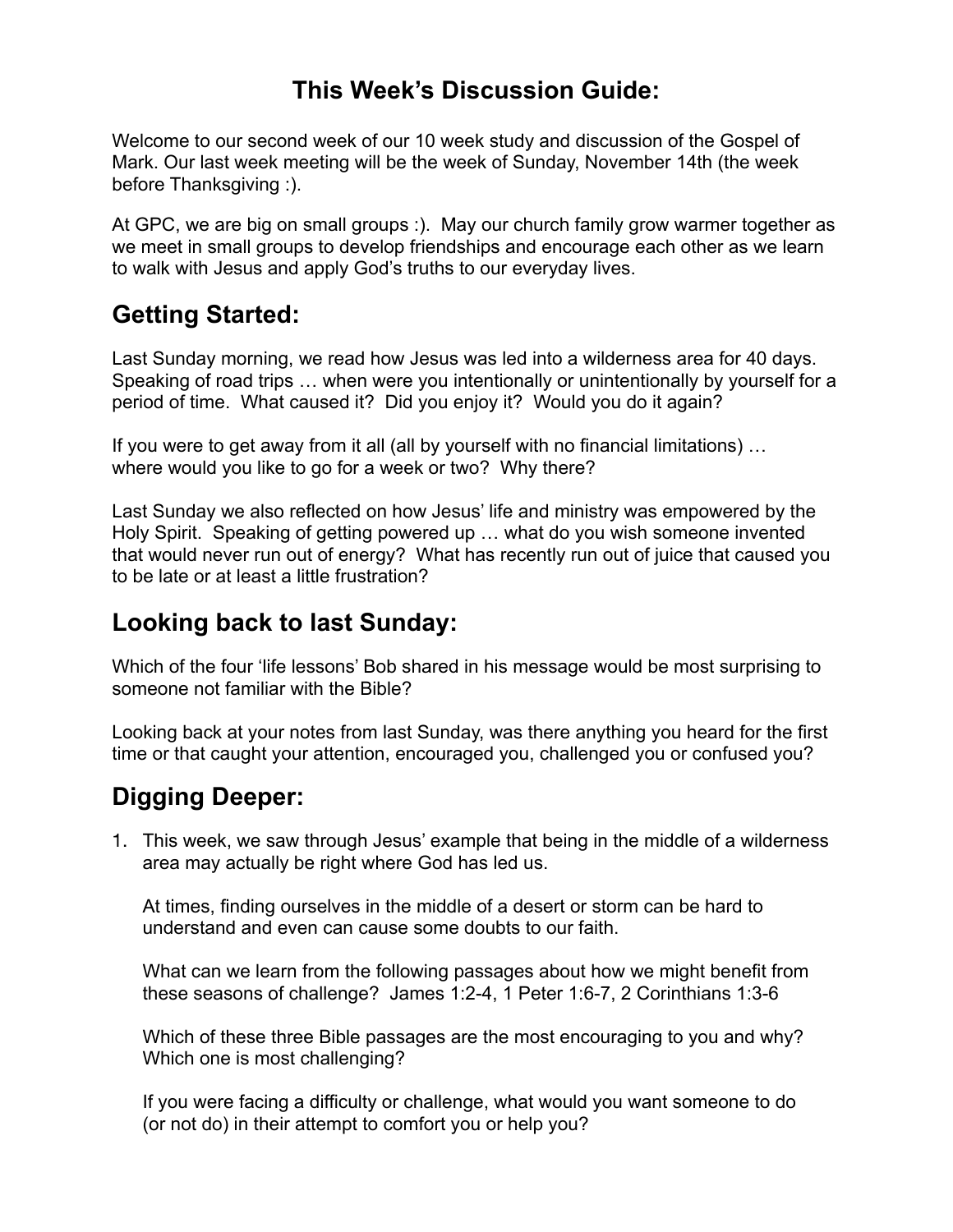# This Week's Discussion Guide:

Welcome to our second week of our 10 week study and discussion of the Gospel of Mark. Our last week meeting will be the week of Sunday, November 14th (the week before Thanksgiving :).

At GPC, we are big on small groups :). May our church family grow warmer together as we meet in small groups to develop friendships and encourage each other as we learn to walk with Jesus and apply God's truths to our everyday lives.

## Getting Started:

Last Sunday morning, we read how Jesus was led into a wilderness area for 40 days. Speaking of road trips … when were you intentionally or unintentionally by yourself for a period of time. What caused it? Did you enjoy it? Would you do it again?

If you were to get away from it all (all by yourself with no financial limitations) … where would you like to go for a week or two? Why there?

Last Sunday we also reflected on how Jesus' life and ministry was empowered by the Holy Spirit. Speaking of getting powered up … what do you wish someone invented that would never run out of energy? What has recently run out of juice that caused you to be late or at least a little frustration?

## Looking back to last Sunday:

Which of the four 'life lessons' Bob shared in his message would be most surprising to someone not familiar with the Bible?

Looking back at your notes from last Sunday, was there anything you heard for the first time or that caught your attention, encouraged you, challenged you or confused you?

## Digging Deeper:

1. This week, we saw through Jesus' example that being in the middle of a wilderness area may actually be right where God has led us.

   At times, finding ourselves in the middle of a desert or storm can be hard to understand and even can cause some doubts to our faith.

   What can we learn from the following passages about how we might benefit from these seasons of challenge? James 1:2-4, 1 Peter 1:6-7, 2 Corinthians 1:3-6

   Which of these three Bible passages are the most encouraging to you and why? Which one is most challenging?

   If you were facing a difficulty or challenge, what would you want someone to do (or not do) in their attempt to comfort you or help you?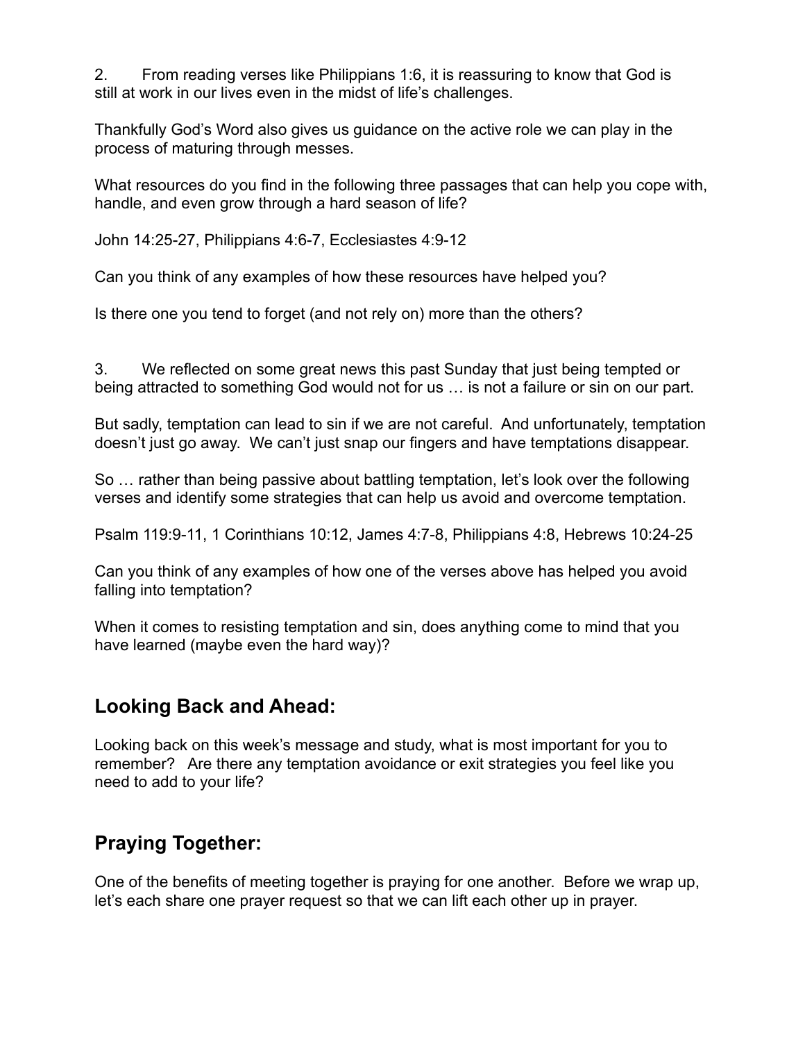2. From reading verses like Philippians 1:6, it is reassuring to know that God is still at work in our lives even in the midst of life's challenges.

Thankfully God's Word also gives us guidance on the active role we can play in the process of maturing through messes.

What resources do you find in the following three passages that can help you cope with, handle, and even grow through a hard season of life?

John 14:25-27, Philippians 4:6-7, Ecclesiastes 4:9-12

Can you think of any examples of how these resources have helped you?

Is there one you tend to forget (and not rely on) more than the others?

3. We reflected on some great news this past Sunday that just being tempted or being attracted to something God would not for us … is not a failure or sin on our part.

But sadly, temptation can lead to sin if we are not careful. And unfortunately, temptation doesn't just go away. We can't just snap our fingers and have temptations disappear.

So … rather than being passive about battling temptation, let's look over the following verses and identify some strategies that can help us avoid and overcome temptation.

Psalm 119:9-11, 1 Corinthians 10:12, James 4:7-8, Philippians 4:8, Hebrews 10:24-25

Can you think of any examples of how one of the verses above has helped you avoid falling into temptation?

When it comes to resisting temptation and sin, does anything come to mind that you have learned (maybe even the hard way)?

## Looking Back and Ahead:

Looking back on this week's message and study, what is most important for you to remember? Are there any temptation avoidance or exit strategies you feel like you need to add to your life?

## Praying Together:

One of the benefits of meeting together is praying for one another. Before we wrap up, let's each share one prayer request so that we can lift each other up in prayer.